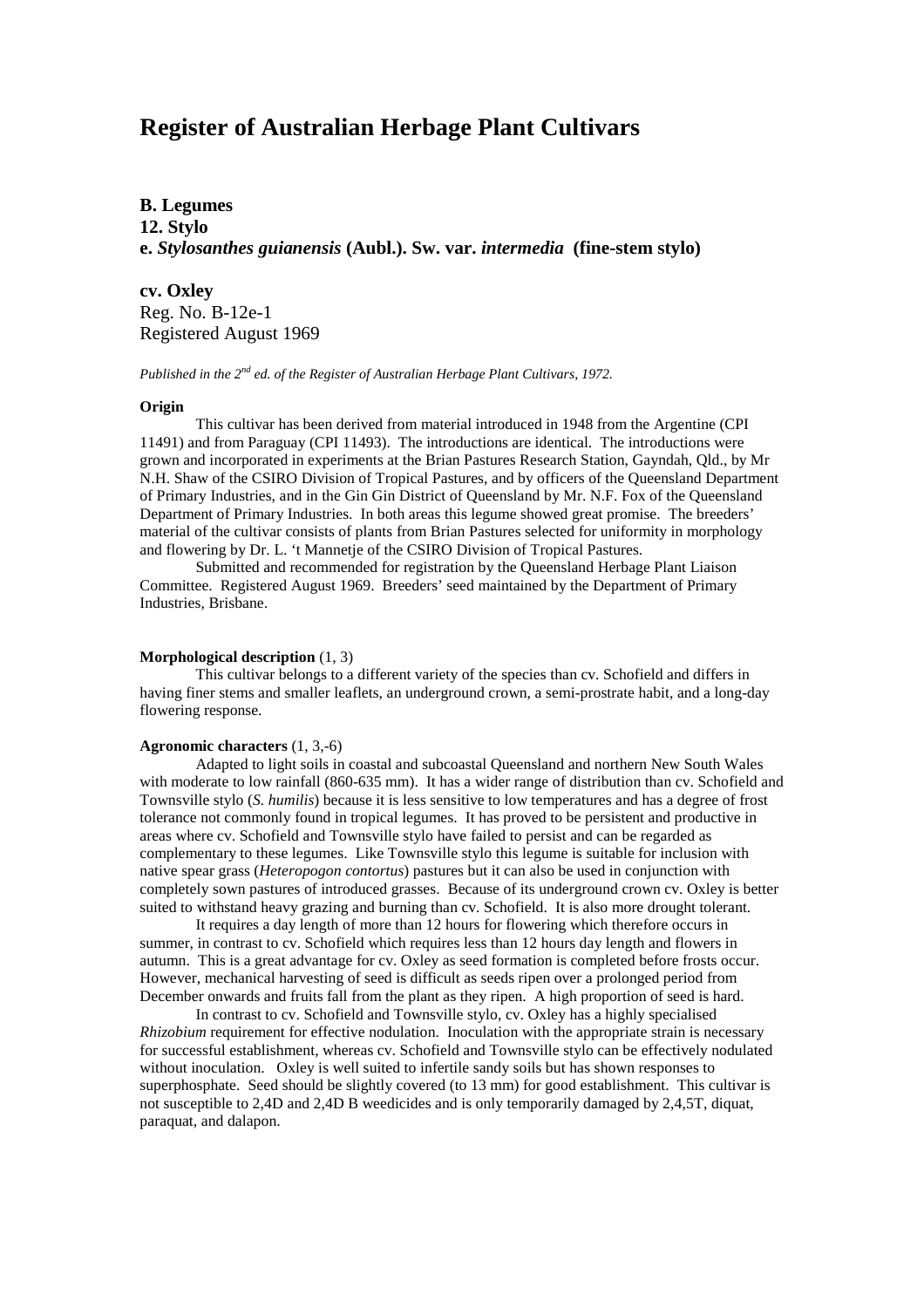# Register of Australian Herbage Plant Cultivars

**B. Legumes**
**12. Stylo**
**e. *Stylosanthes guianensis* (Aubl.). Sw. var. *intermedia* (fine-stem stylo)**

**cv. Oxley**
Reg. No. B-12e-1
Registered August 1969

*Published in the 2nd ed. of the Register of Australian Herbage Plant Cultivars, 1972.*

**Origin**

This cultivar has been derived from material introduced in 1948 from the Argentine (CPI 11491) and from Paraguay (CPI 11493). The introductions are identical. The introductions were grown and incorporated in experiments at the Brian Pastures Research Station, Gayndah, Qld., by Mr N.H. Shaw of the CSIRO Division of Tropical Pastures, and by officers of the Queensland Department of Primary Industries, and in the Gin Gin District of Queensland by Mr. N.F. Fox of the Queensland Department of Primary Industries. In both areas this legume showed great promise. The breeders' material of the cultivar consists of plants from Brian Pastures selected for uniformity in morphology and flowering by Dr. L. 't Mannetje of the CSIRO Division of Tropical Pastures.

Submitted and recommended for registration by the Queensland Herbage Plant Liaison Committee. Registered August 1969. Breeders' seed maintained by the Department of Primary Industries, Brisbane.

**Morphological description** (1, 3)

This cultivar belongs to a different variety of the species than cv. Schofield and differs in having finer stems and smaller leaflets, an underground crown, a semi-prostrate habit, and a long-day flowering response.

**Agronomic characters** (1, 3,-6)

Adapted to light soils in coastal and subcoastal Queensland and northern New South Wales with moderate to low rainfall (860-635 mm). It has a wider range of distribution than cv. Schofield and Townsville stylo (*S. humilis*) because it is less sensitive to low temperatures and has a degree of frost tolerance not commonly found in tropical legumes. It has proved to be persistent and productive in areas where cv. Schofield and Townsville stylo have failed to persist and can be regarded as complementary to these legumes. Like Townsville stylo this legume is suitable for inclusion with native spear grass (*Heteropogon contortus*) pastures but it can also be used in conjunction with completely sown pastures of introduced grasses. Because of its underground crown cv. Oxley is better suited to withstand heavy grazing and burning than cv. Schofield. It is also more drought tolerant.

It requires a day length of more than 12 hours for flowering which therefore occurs in summer, in contrast to cv. Schofield which requires less than 12 hours day length and flowers in autumn. This is a great advantage for cv. Oxley as seed formation is completed before frosts occur. However, mechanical harvesting of seed is difficult as seeds ripen over a prolonged period from December onwards and fruits fall from the plant as they ripen. A high proportion of seed is hard.

In contrast to cv. Schofield and Townsville stylo, cv. Oxley has a highly specialised *Rhizobium* requirement for effective nodulation. Inoculation with the appropriate strain is necessary for successful establishment, whereas cv. Schofield and Townsville stylo can be effectively nodulated without inoculation. Oxley is well suited to infertile sandy soils but has shown responses to superphosphate. Seed should be slightly covered (to 13 mm) for good establishment. This cultivar is not susceptible to 2,4D and 2,4D B weedicides and is only temporarily damaged by 2,4,5T, diquat, paraquat, and dalapon.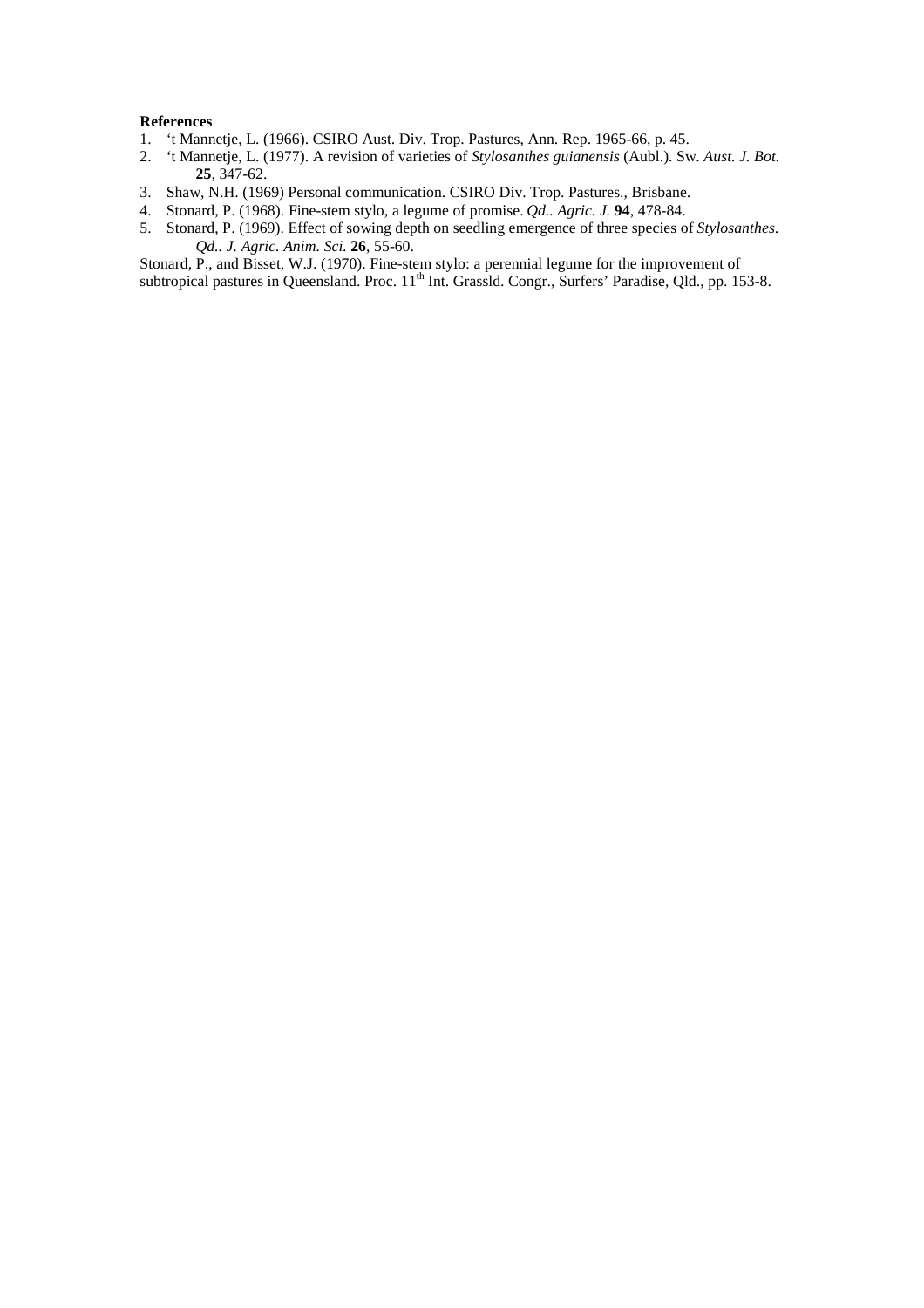**References**

1. ‘t Mannetje, L. (1966). CSIRO Aust. Div. Trop. Pastures, Ann. Rep. 1965-66, p. 45.
2. ‘t Mannetje, L. (1977). A revision of varieties of *Stylosanthes guianensis* (Aubl.). Sw. *Aust. J. Bot.* **25**, 347-62.
3. Shaw, N.H. (1969) Personal communication. CSIRO Div. Trop. Pastures., Brisbane.
4. Stonard, P. (1968). Fine-stem stylo, a legume of promise. *Qd.. Agric. J.* **94**, 478-84.
5. Stonard, P. (1969). Effect of sowing depth on seedling emergence of three species of *Stylosanthes*. *Qd.. J. Agric. Anim. Sci.* **26**, 55-60.

Stonard, P., and Bisset, W.J. (1970). Fine-stem stylo: a perennial legume for the improvement of subtropical pastures in Queensland. Proc. 11th Int. Grassld. Congr., Surfers’ Paradise, Qld., pp. 153-8.